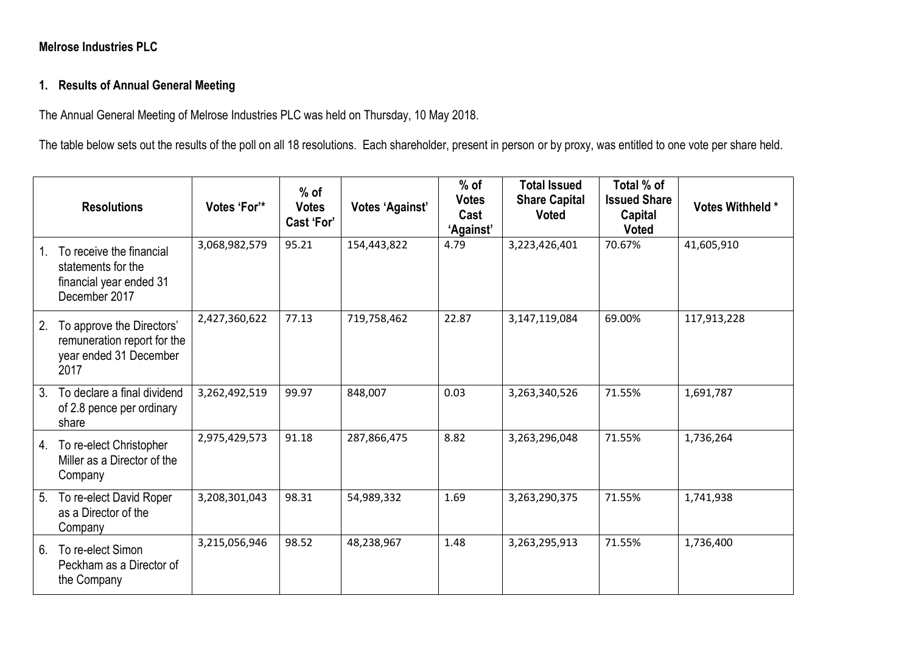**Melrose Industries PLC**

## 1. Results of Annual General Meeting

The Annual General Meeting of Melrose Industries PLC was held on Thursday, 10 May 2018.

The table below sets out the results of the poll on all 18 resolutions. Each shareholder, present in person or by proxy, was entitled to one vote per share held.

| Resolutions | Votes 'For'* | % of Votes Cast 'For' | Votes 'Against' | % of Votes Cast 'Against' | Total Issued Share Capital Voted | Total % of Issued Share Capital Voted | Votes Withheld * |
|---|---|---|---|---|---|---|---|
| 1. To receive the financial statements for the financial year ended 31 December 2017 | 3,068,982,579 | 95.21 | 154,443,822 | 4.79 | 3,223,426,401 | 70.67% | 41,605,910 |
| 2. To approve the Directors' remuneration report for the year ended 31 December 2017 | 2,427,360,622 | 77.13 | 719,758,462 | 22.87 | 3,147,119,084 | 69.00% | 117,913,228 |
| 3. To declare a final dividend of 2.8 pence per ordinary share | 3,262,492,519 | 99.97 | 848,007 | 0.03 | 3,263,340,526 | 71.55% | 1,691,787 |
| 4. To re-elect Christopher Miller as a Director of the Company | 2,975,429,573 | 91.18 | 287,866,475 | 8.82 | 3,263,296,048 | 71.55% | 1,736,264 |
| 5. To re-elect David Roper as a Director of the Company | 3,208,301,043 | 98.31 | 54,989,332 | 1.69 | 3,263,290,375 | 71.55% | 1,741,938 |
| 6. To re-elect Simon Peckham as a Director of the Company | 3,215,056,946 | 98.52 | 48,238,967 | 1.48 | 3,263,295,913 | 71.55% | 1,736,400 |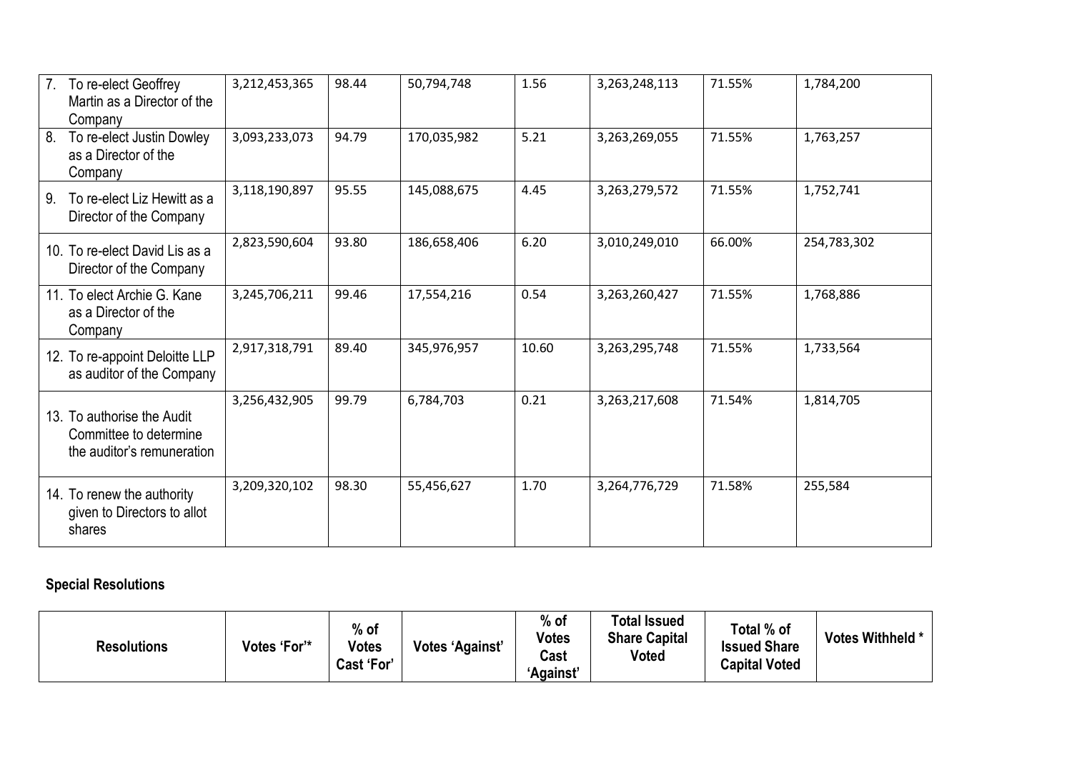| | | | | | | | |
|---|---|---|---|---|---|---|---|
| 7. To re-elect Geoffrey Martin as a Director of the Company | 3,212,453,365 | 98.44 | 50,794,748 | 1.56 | 3,263,248,113 | 71.55% | 1,784,200 |
| 8. To re-elect Justin Dowley as a Director of the Company | 3,093,233,073 | 94.79 | 170,035,982 | 5.21 | 3,263,269,055 | 71.55% | 1,763,257 |
| 9. To re-elect Liz Hewitt as a Director of the Company | 3,118,190,897 | 95.55 | 145,088,675 | 4.45 | 3,263,279,572 | 71.55% | 1,752,741 |
| 10. To re-elect David Lis as a Director of the Company | 2,823,590,604 | 93.80 | 186,658,406 | 6.20 | 3,010,249,010 | 66.00% | 254,783,302 |
| 11. To elect Archie G. Kane as a Director of the Company | 3,245,706,211 | 99.46 | 17,554,216 | 0.54 | 3,263,260,427 | 71.55% | 1,768,886 |
| 12. To re-appoint Deloitte LLP as auditor of the Company | 2,917,318,791 | 89.40 | 345,976,957 | 10.60 | 3,263,295,748 | 71.55% | 1,733,564 |
| 13. To authorise the Audit Committee to determine the auditor's remuneration | 3,256,432,905 | 99.79 | 6,784,703 | 0.21 | 3,263,217,608 | 71.54% | 1,814,705 |
| 14. To renew the authority given to Directors to allot shares | 3,209,320,102 | 98.30 | 55,456,627 | 1.70 | 3,264,776,729 | 71.58% | 255,584 |

**Special Resolutions**

| Resolutions | Votes 'For'* | % of Votes Cast 'For' | Votes 'Against' | % of Votes Cast 'Against' | Total Issued Share Capital Voted | Total % of Issued Share Capital Voted | Votes Withheld * |
|---|---|---|---|---|---|---|---|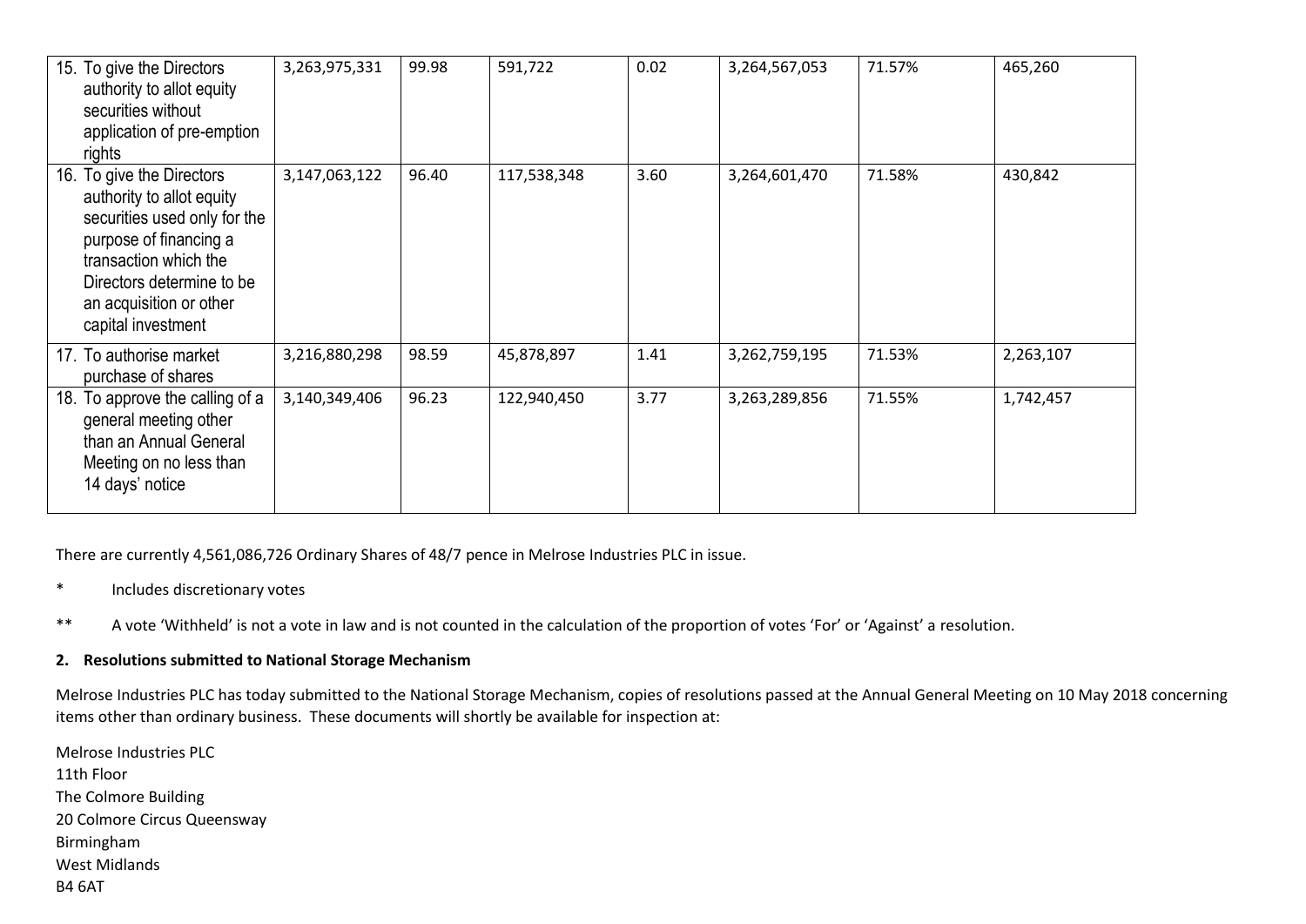| | | | | | | | |
|---|---|---|---|---|---|---|---|
| 15. To give the Directors authority to allot equity securities without application of pre-emption rights | 3,263,975,331 | 99.98 | 591,722 | 0.02 | 3,264,567,053 | 71.57% | 465,260 |
| 16. To give the Directors authority to allot equity securities used only for the purpose of financing a transaction which the Directors determine to be an acquisition or other capital investment | 3,147,063,122 | 96.40 | 117,538,348 | 3.60 | 3,264,601,470 | 71.58% | 430,842 |
| 17. To authorise market purchase of shares | 3,216,880,298 | 98.59 | 45,878,897 | 1.41 | 3,262,759,195 | 71.53% | 2,263,107 |
| 18. To approve the calling of a general meeting other than an Annual General Meeting on no less than 14 days' notice | 3,140,349,406 | 96.23 | 122,940,450 | 3.77 | 3,263,289,856 | 71.55% | 1,742,457 |

There are currently 4,561,086,726 Ordinary Shares of 48/7 pence in Melrose Industries PLC in issue.

\* Includes discretionary votes

\*\* A vote 'Withheld' is not a vote in law and is not counted in the calculation of the proportion of votes 'For' or 'Against' a resolution.

**2. Resolutions submitted to National Storage Mechanism**

Melrose Industries PLC has today submitted to the National Storage Mechanism, copies of resolutions passed at the Annual General Meeting on 10 May 2018 concerning items other than ordinary business. These documents will shortly be available for inspection at:

Melrose Industries PLC
11th Floor
The Colmore Building
20 Colmore Circus Queensway
Birmingham
West Midlands
B4 6AT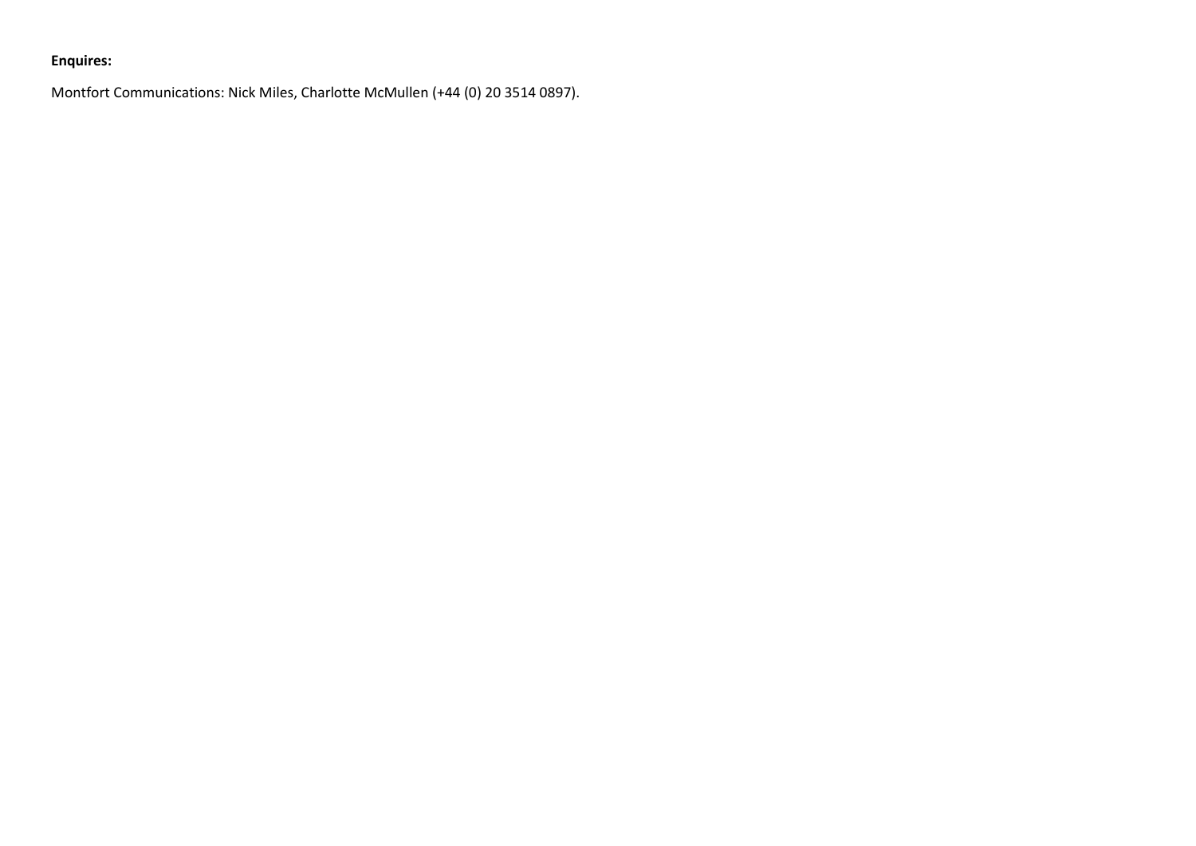**Enquires:**

Montfort Communications: Nick Miles, Charlotte McMullen (+44 (0) 20 3514 0897).